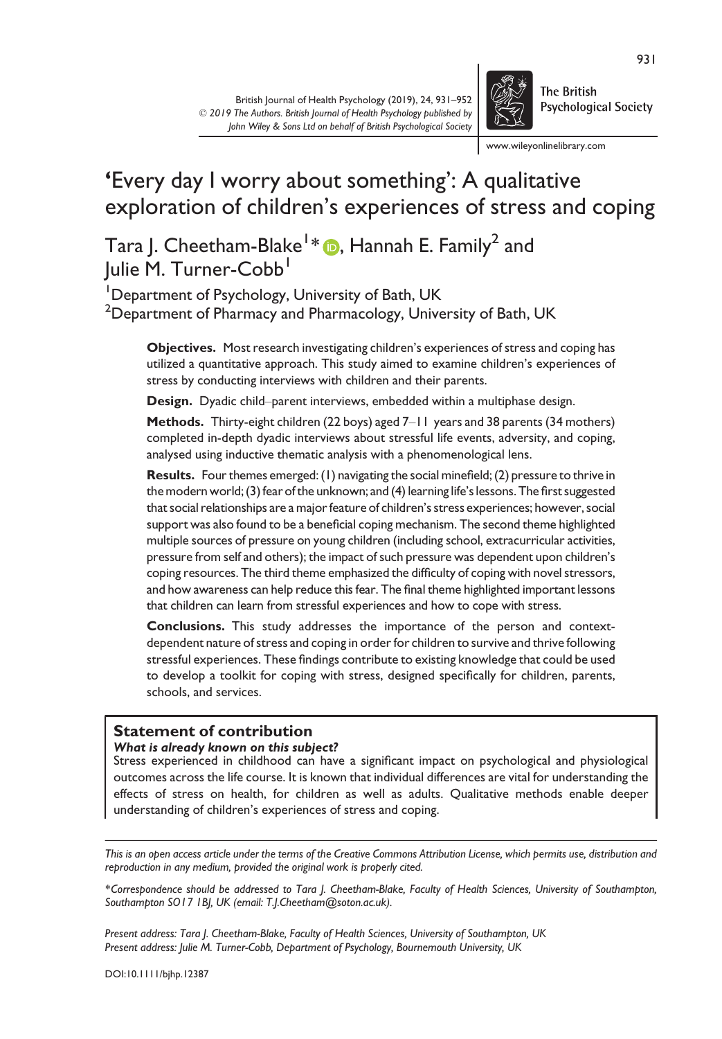# 'Every day I worry about something': A qualitative exploration of children's experiences of stress and coping

Tara J. Cheetham-Blake[1]*, Hannah E. Family[2] and Julie M. Turner-Cobb[1]

[1]Department of Psychology, University of Bath, UK
[2]Department of Pharmacy and Pharmacology, University of Bath, UK

**Objectives.** Most research investigating children's experiences of stress and coping has utilized a quantitative approach. This study aimed to examine children's experiences of stress by conducting interviews with children and their parents.

**Design.** Dyadic child–parent interviews, embedded within a multiphase design.

**Methods.** Thirty-eight children (22 boys) aged 7–11 years and 38 parents (34 mothers) completed in-depth dyadic interviews about stressful life events, adversity, and coping, analysed using inductive thematic analysis with a phenomenological lens.

**Results.** Four themes emerged: (1) navigating the social minefield; (2) pressure to thrive in the modern world; (3) fear of the unknown; and (4) learning life's lessons. The first suggested that social relationships are a major feature of children's stress experiences; however, social support was also found to be a beneficial coping mechanism. The second theme highlighted multiple sources of pressure on young children (including school, extracurricular activities, pressure from self and others); the impact of such pressure was dependent upon children's coping resources. The third theme emphasized the difficulty of coping with novel stressors, and how awareness can help reduce this fear. The final theme highlighted important lessons that children can learn from stressful experiences and how to cope with stress.

**Conclusions.** This study addresses the importance of the person and context-dependent nature of stress and coping in order for children to survive and thrive following stressful experiences. These findings contribute to existing knowledge that could be used to develop a toolkit for coping with stress, designed specifically for children, parents, schools, and services.

## Statement of contribution

***What is already known on this subject?***

Stress experienced in childhood can have a significant impact on psychological and physiological outcomes across the life course. It is known that individual differences are vital for understanding the effects of stress on health, for children as well as adults. Qualitative methods enable deeper understanding of children's experiences of stress and coping.

*This is an open access article under the terms of the Creative Commons Attribution License, which permits use, distribution and reproduction in any medium, provided the original work is properly cited.*

*\*Correspondence should be addressed to Tara J. Cheetham-Blake, Faculty of Health Sciences, University of Southampton, Southampton SO17 1BJ, UK (email: T.J.Cheetham@soton.ac.uk).*

*Present address: Tara J. Cheetham-Blake, Faculty of Health Sciences, University of Southampton, UK*
*Present address: Julie M. Turner-Cobb, Department of Psychology, Bournemouth University, UK*

DOI:10.1111/bjhp.12387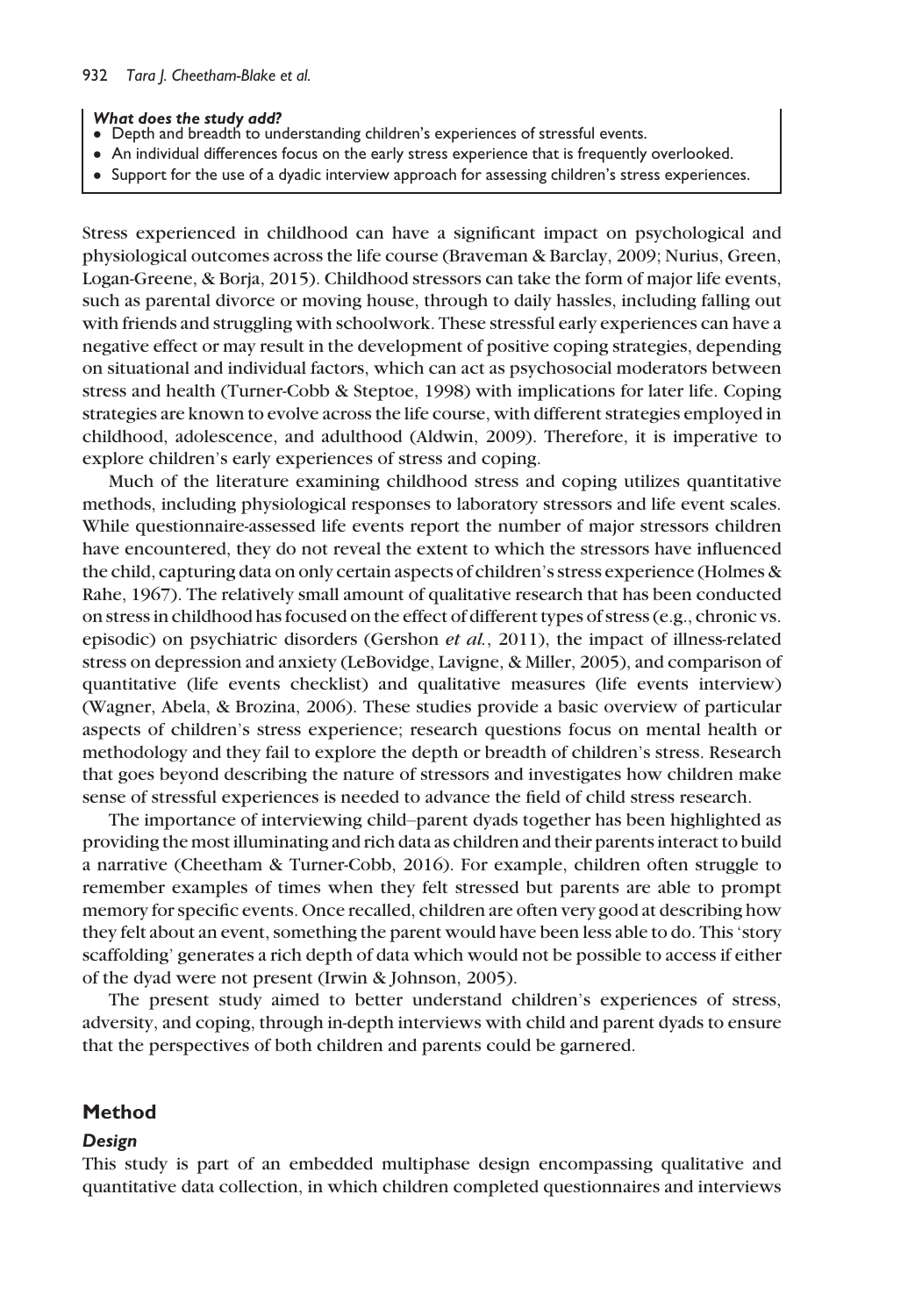**What does the study add?**

- Depth and breadth to understanding children's experiences of stressful events.
- An individual differences focus on the early stress experience that is frequently overlooked.
- Support for the use of a dyadic interview approach for assessing children's stress experiences.

Stress experienced in childhood can have a significant impact on psychological and physiological outcomes across the life course (Braveman & Barclay, 2009; Nurius, Green, Logan-Greene, & Borja, 2015). Childhood stressors can take the form of major life events, such as parental divorce or moving house, through to daily hassles, including falling out with friends and struggling with schoolwork. These stressful early experiences can have a negative effect or may result in the development of positive coping strategies, depending on situational and individual factors, which can act as psychosocial moderators between stress and health (Turner-Cobb & Steptoe, 1998) with implications for later life. Coping strategies are known to evolve across the life course, with different strategies employed in childhood, adolescence, and adulthood (Aldwin, 2009). Therefore, it is imperative to explore children's early experiences of stress and coping.

Much of the literature examining childhood stress and coping utilizes quantitative methods, including physiological responses to laboratory stressors and life event scales. While questionnaire-assessed life events report the number of major stressors children have encountered, they do not reveal the extent to which the stressors have influenced the child, capturing data on only certain aspects of children's stress experience (Holmes & Rahe, 1967). The relatively small amount of qualitative research that has been conducted on stress in childhood has focused on the effect of different types of stress (e.g., chronic vs. episodic) on psychiatric disorders (Gershon *et al.*, 2011), the impact of illness-related stress on depression and anxiety (LeBovidge, Lavigne, & Miller, 2005), and comparison of quantitative (life events checklist) and qualitative measures (life events interview) (Wagner, Abela, & Brozina, 2006). These studies provide a basic overview of particular aspects of children's stress experience; research questions focus on mental health or methodology and they fail to explore the depth or breadth of children's stress. Research that goes beyond describing the nature of stressors and investigates how children make sense of stressful experiences is needed to advance the field of child stress research.

The importance of interviewing child–parent dyads together has been highlighted as providing the most illuminating and rich data as children and their parents interact to build a narrative (Cheetham & Turner-Cobb, 2016). For example, children often struggle to remember examples of times when they felt stressed but parents are able to prompt memory for specific events. Once recalled, children are often very good at describing how they felt about an event, something the parent would have been less able to do. This 'story scaffolding' generates a rich depth of data which would not be possible to access if either of the dyad were not present (Irwin & Johnson, 2005).

The present study aimed to better understand children's experiences of stress, adversity, and coping, through in-depth interviews with child and parent dyads to ensure that the perspectives of both children and parents could be garnered.

## Method

### Design

This study is part of an embedded multiphase design encompassing qualitative and quantitative data collection, in which children completed questionnaires and interviews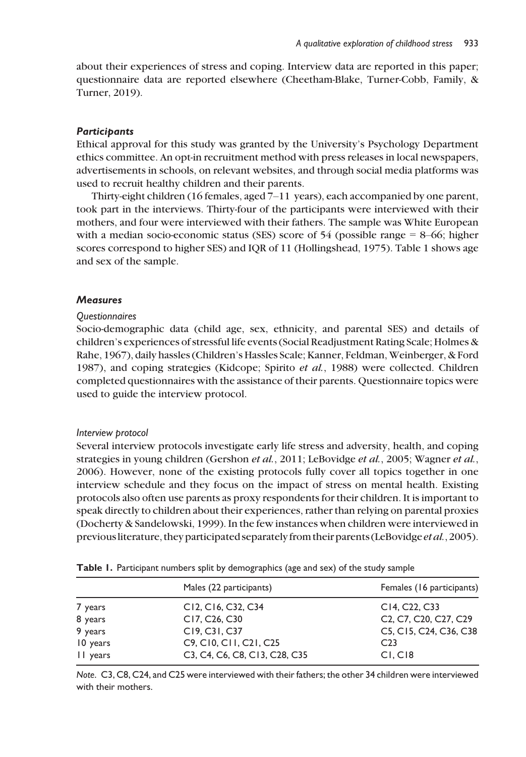about their experiences of stress and coping. Interview data are reported in this paper; questionnaire data are reported elsewhere (Cheetham-Blake, Turner-Cobb, Family, & Turner, 2019).

### *Participants*

Ethical approval for this study was granted by the University's Psychology Department ethics committee. An opt-in recruitment method with press releases in local newspapers, advertisements in schools, on relevant websites, and through social media platforms was used to recruit healthy children and their parents.

Thirty-eight children (16 females, aged 7–11 years), each accompanied by one parent, took part in the interviews. Thirty-four of the participants were interviewed with their mothers, and four were interviewed with their fathers. The sample was White European with a median socio-economic status (SES) score of 54 (possible range = 8–66; higher scores correspond to higher SES) and IQR of 11 (Hollingshead, 1975). Table 1 shows age and sex of the sample.

### *Measures*

#### *Questionnaires*

Socio-demographic data (child age, sex, ethnicity, and parental SES) and details of children's experiences of stressful life events (Social Readjustment Rating Scale; Holmes & Rahe, 1967), daily hassles (Children's Hassles Scale; Kanner, Feldman, Weinberger, & Ford 1987), and coping strategies (Kidcope; Spirito *et al.*, 1988) were collected. Children completed questionnaires with the assistance of their parents. Questionnaire topics were used to guide the interview protocol.

#### *Interview protocol*

Several interview protocols investigate early life stress and adversity, health, and coping strategies in young children (Gershon *et al.*, 2011; LeBovidge *et al.*, 2005; Wagner *et al.*, 2006). However, none of the existing protocols fully cover all topics together in one interview schedule and they focus on the impact of stress on mental health. Existing protocols also often use parents as proxy respondents for their children. It is important to speak directly to children about their experiences, rather than relying on parental proxies (Docherty & Sandelowski, 1999). In the few instances when children were interviewed in previous literature, they participated separately from their parents (LeBovidge *et al.*, 2005).

**Table 1.** Participant numbers split by demographics (age and sex) of the study sample

| | Males (22 participants) | Females (16 participants) |
|---|---|---|
| 7 years | C12, C16, C32, C34 | C14, C22, C33 |
| 8 years | C17, C26, C30 | C2, C7, C20, C27, C29 |
| 9 years | C19, C31, C37 | C5, C15, C24, C36, C38 |
| 10 years | C9, C10, C11, C21, C25 | C23 |
| 11 years | C3, C4, C6, C8, C13, C28, C35 | C1, C18 |

*Note*. C3, C8, C24, and C25 were interviewed with their fathers; the other 34 children were interviewed with their mothers.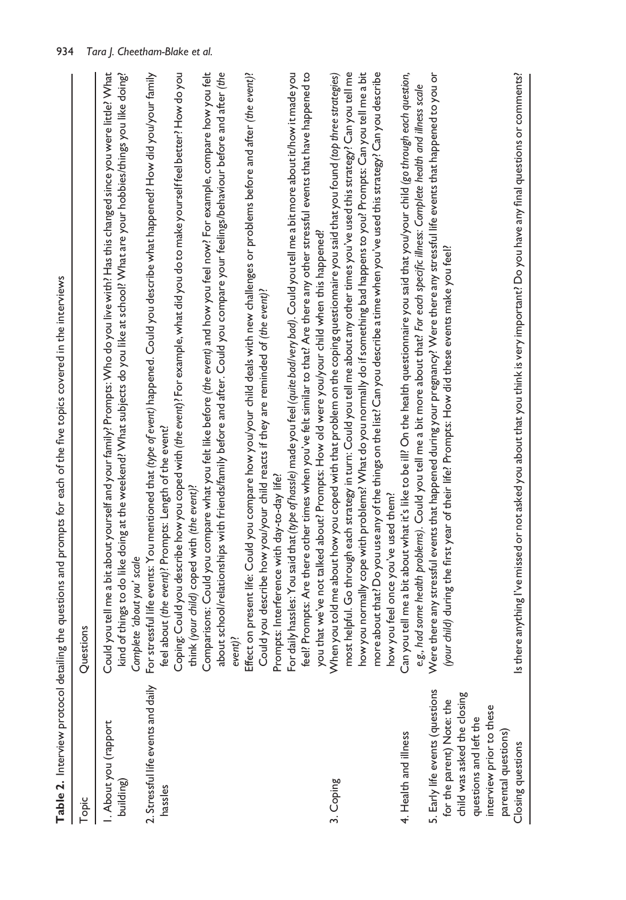**Table 2.** Interview protocol detailing the questions and prompts for each of the five topics covered in the interviews

| Topic | Questions |
| --- | --- |
| 1. About you (rapport building) | Could you tell me a bit about yourself and your family? Prompts: Who do you live with? Has this changed since you were little? What kind of things to do like doing at the weekend? What subjects do you like at school? What are your hobbies/things you like doing? *Complete 'about you' scale* |
| 2. Stressful life events and daily hassles | For stressful life events: You mentioned that *(type of event)* happened. Could you describe what happened? How did you/your family feel about *(the event)*? Prompts: Length of the event?<br>Coping: Could you describe how you coped with *(the event)*? For example, what did you do to make yourself feel better? How do you think *(your child)* coped with *(the event)*?<br>Comparisons: Could you compare what you felt like before *(the event)* and how you feel now? For example, compare how you felt about school/relationships with friends/family before and after. Could you compare your feelings/behaviour before and after *(the event)*?<br>Effect on present life: Could you compare how you/your child deals with new challenges or problems before and after *(the event)*? Could you describe how you/your child reacts if they are reminded of *(the event)*?<br>Prompts: Interference with day-to-day life?<br>For daily hassles: You said that *(type of hassle)* made you feel *(quite bad/very bad)*. Could you tell me a bit more about it/how it made you feel? Prompts: Are there other times when you've felt similar to that? Are there any other stressful events that have happened to you that we've not talked about? Prompts: How old were you/your child when this happened? |
| 3. Coping | When you told me about how you coped with that problem on the coping questionnaire you said that you found *(top three strategies)* most helpful. Go through each strategy in turn: Could you tell me about any other times you've used this strategy? Can you tell me how you normally cope with problems? What do you normally do if something bad happens to you? Prompts: Can you tell me a bit more about that? Do you use any of the things on the list? Can you describe a time when you've used this strategy? Can you describe how you feel once you've used them? |
| 4. Health and illness | Can you tell me a bit about what it's like to be ill? On the health questionnaire you said that you/your child *(go through each question, e.g., had some health problems)*. Could you tell me a bit more about that? *For each specific illness: Complete health and illness scale* |
| 5. Early life events (questions for the parent) Note: the child was asked the closing questions and left the interview prior to these parental questions) | Were there any stressful events that happened during your pregnancy? Were there any stressful life events that happened to you or *(your child)* during the first year of their life? Prompts: How did these events make you feel? |
| Closing questions | Is there anything I've missed or not asked you about that you think is very important? Do you have any final questions or comments? |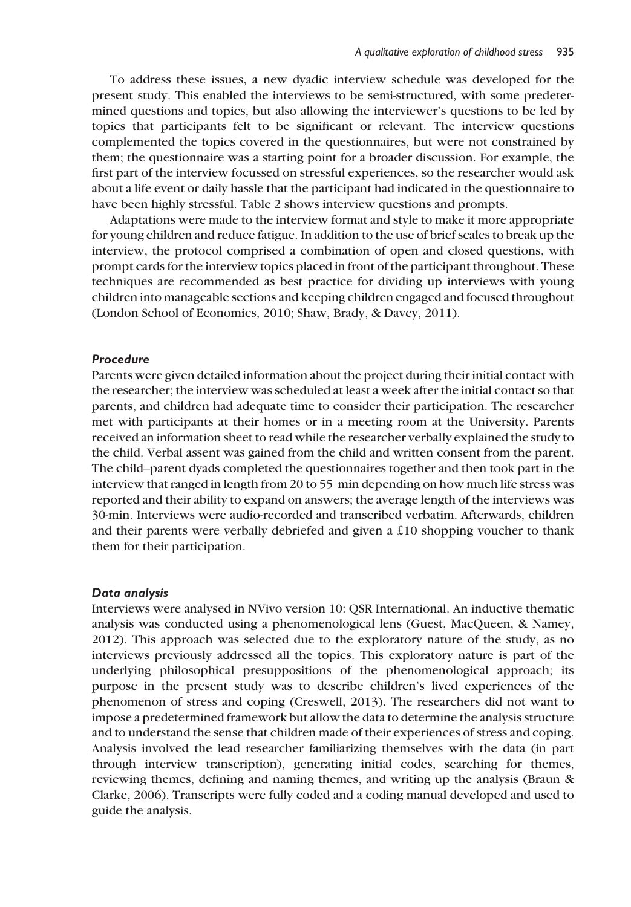To address these issues, a new dyadic interview schedule was developed for the present study. This enabled the interviews to be semi-structured, with some predetermined questions and topics, but also allowing the interviewer's questions to be led by topics that participants felt to be significant or relevant. The interview questions complemented the topics covered in the questionnaires, but were not constrained by them; the questionnaire was a starting point for a broader discussion. For example, the first part of the interview focussed on stressful experiences, so the researcher would ask about a life event or daily hassle that the participant had indicated in the questionnaire to have been highly stressful. Table 2 shows interview questions and prompts.

Adaptations were made to the interview format and style to make it more appropriate for young children and reduce fatigue. In addition to the use of brief scales to break up the interview, the protocol comprised a combination of open and closed questions, with prompt cards for the interview topics placed in front of the participant throughout. These techniques are recommended as best practice for dividing up interviews with young children into manageable sections and keeping children engaged and focused throughout (London School of Economics, 2010; Shaw, Brady, & Davey, 2011).

### *Procedure*

Parents were given detailed information about the project during their initial contact with the researcher; the interview was scheduled at least a week after the initial contact so that parents, and children had adequate time to consider their participation. The researcher met with participants at their homes or in a meeting room at the University. Parents received an information sheet to read while the researcher verbally explained the study to the child. Verbal assent was gained from the child and written consent from the parent. The child–parent dyads completed the questionnaires together and then took part in the interview that ranged in length from 20 to 55 min depending on how much life stress was reported and their ability to expand on answers; the average length of the interviews was 30-min. Interviews were audio-recorded and transcribed verbatim. Afterwards, children and their parents were verbally debriefed and given a £10 shopping voucher to thank them for their participation.

### *Data analysis*

Interviews were analysed in NVivo version 10: QSR International. An inductive thematic analysis was conducted using a phenomenological lens (Guest, MacQueen, & Namey, 2012). This approach was selected due to the exploratory nature of the study, as no interviews previously addressed all the topics. This exploratory nature is part of the underlying philosophical presuppositions of the phenomenological approach; its purpose in the present study was to describe children's lived experiences of the phenomenon of stress and coping (Creswell, 2013). The researchers did not want to impose a predetermined framework but allow the data to determine the analysis structure and to understand the sense that children made of their experiences of stress and coping. Analysis involved the lead researcher familiarizing themselves with the data (in part through interview transcription), generating initial codes, searching for themes, reviewing themes, defining and naming themes, and writing up the analysis (Braun & Clarke, 2006). Transcripts were fully coded and a coding manual developed and used to guide the analysis.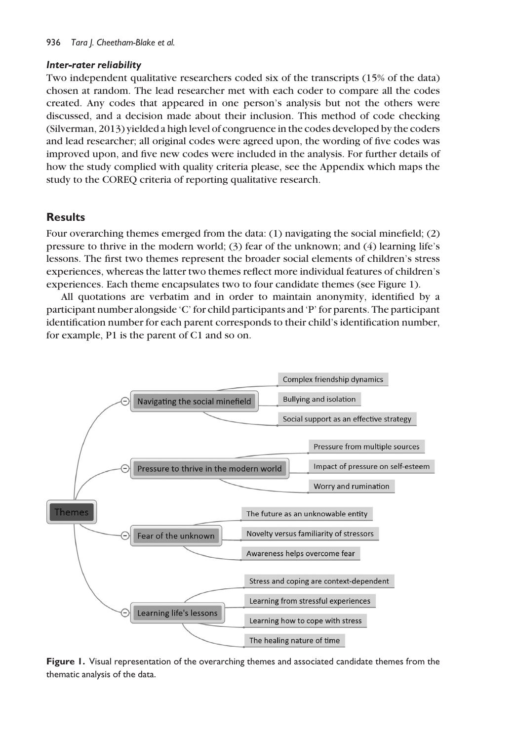#### *Inter-rater reliability*

Two independent qualitative researchers coded six of the transcripts (15% of the data) chosen at random. The lead researcher met with each coder to compare all the codes created. Any codes that appeared in one person's analysis but not the others were discussed, and a decision made about their inclusion. This method of code checking (Silverman, 2013) yielded a high level of congruence in the codes developed by the coders and lead researcher; all original codes were agreed upon, the wording of five codes was improved upon, and five new codes were included in the analysis. For further details of how the study complied with quality criteria please, see the Appendix which maps the study to the COREQ criteria of reporting qualitative research.

## Results

Four overarching themes emerged from the data: (1) navigating the social minefield; (2) pressure to thrive in the modern world; (3) fear of the unknown; and (4) learning life's lessons. The first two themes represent the broader social elements of children's stress experiences, whereas the latter two themes reflect more individual features of children's experiences. Each theme encapsulates two to four candidate themes (see Figure 1).

All quotations are verbatim and in order to maintain anonymity, identified by a participant number alongside 'C' for child participants and 'P' for parents. The participant identification number for each parent corresponds to their child's identification number, for example, P1 is the parent of C1 and so on.

- Themes
  - Navigating the social minefield
    - Complex friendship dynamics
    - Bullying and isolation
    - Social support as an effective strategy
  - Pressure to thrive in the modern world
    - Pressure from multiple sources
    - Impact of pressure on self-esteem
    - Worry and rumination
  - Fear of the unknown
    - The future as an unknowable entity
    - Novelty versus familiarity of stressors
    - Awareness helps overcome fear
  - Learning life's lessons
    - Stress and coping are context-dependent
    - Learning from stressful experiences
    - Learning how to cope with stress
    - The healing nature of time

**Figure 1.** Visual representation of the overarching themes and associated candidate themes from the thematic analysis of the data.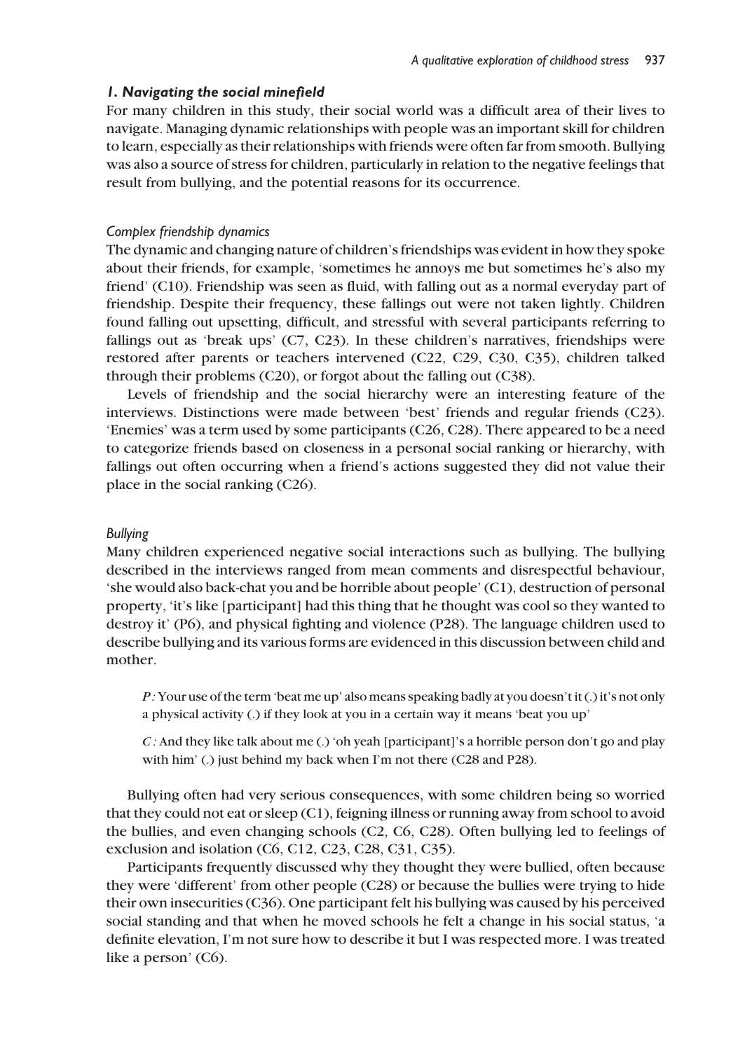### *1. Navigating the social minefield*

For many children in this study, their social world was a difficult area of their lives to navigate. Managing dynamic relationships with people was an important skill for children to learn, especially as their relationships with friends were often far from smooth. Bullying was also a source of stress for children, particularly in relation to the negative feelings that result from bullying, and the potential reasons for its occurrence.

#### *Complex friendship dynamics*

The dynamic and changing nature of children's friendships was evident in how they spoke about their friends, for example, 'sometimes he annoys me but sometimes he's also my friend' (C10). Friendship was seen as fluid, with falling out as a normal everyday part of friendship. Despite their frequency, these fallings out were not taken lightly. Children found falling out upsetting, difficult, and stressful with several participants referring to fallings out as 'break ups' (C7, C23). In these children's narratives, friendships were restored after parents or teachers intervened (C22, C29, C30, C35), children talked through their problems (C20), or forgot about the falling out (C38).

Levels of friendship and the social hierarchy were an interesting feature of the interviews. Distinctions were made between 'best' friends and regular friends (C23). 'Enemies' was a term used by some participants (C26, C28). There appeared to be a need to categorize friends based on closeness in a personal social ranking or hierarchy, with fallings out often occurring when a friend's actions suggested they did not value their place in the social ranking (C26).

#### *Bullying*

Many children experienced negative social interactions such as bullying. The bullying described in the interviews ranged from mean comments and disrespectful behaviour, 'she would also back-chat you and be horrible about people' (C1), destruction of personal property, 'it's like [participant] had this thing that he thought was cool so they wanted to destroy it' (P6), and physical fighting and violence (P28). The language children used to describe bullying and its various forms are evidenced in this discussion between child and mother.

> *P:* Your use of the term 'beat me up' also means speaking badly at you doesn't it (.) it's not only a physical activity (.) if they look at you in a certain way it means 'beat you up'
>
> *C:* And they like talk about me (.) 'oh yeah [participant]'s a horrible person don't go and play with him' (.) just behind my back when I'm not there (C28 and P28).

Bullying often had very serious consequences, with some children being so worried that they could not eat or sleep (C1), feigning illness or running away from school to avoid the bullies, and even changing schools (C2, C6, C28). Often bullying led to feelings of exclusion and isolation (C6, C12, C23, C28, C31, C35).

Participants frequently discussed why they thought they were bullied, often because they were 'different' from other people (C28) or because the bullies were trying to hide their own insecurities (C36). One participant felt his bullying was caused by his perceived social standing and that when he moved schools he felt a change in his social status, 'a definite elevation, I'm not sure how to describe it but I was respected more. I was treated like a person' (C6).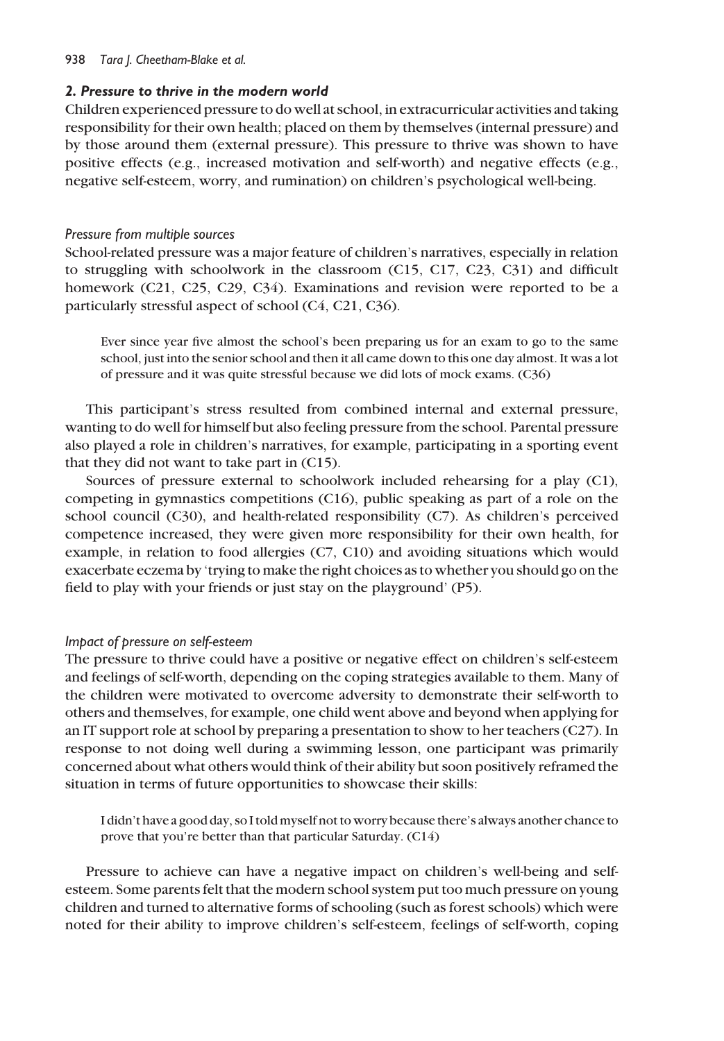### *2. Pressure to thrive in the modern world*

Children experienced pressure to do well at school, in extracurricular activities and taking responsibility for their own health; placed on them by themselves (internal pressure) and by those around them (external pressure). This pressure to thrive was shown to have positive effects (e.g., increased motivation and self-worth) and negative effects (e.g., negative self-esteem, worry, and rumination) on children's psychological well-being.

#### *Pressure from multiple sources*

School-related pressure was a major feature of children's narratives, especially in relation to struggling with schoolwork in the classroom (C15, C17, C23, C31) and difficult homework (C21, C25, C29, C34). Examinations and revision were reported to be a particularly stressful aspect of school (C4, C21, C36).

> Ever since year five almost the school's been preparing us for an exam to go to the same school, just into the senior school and then it all came down to this one day almost. It was a lot of pressure and it was quite stressful because we did lots of mock exams. (C36)

This participant's stress resulted from combined internal and external pressure, wanting to do well for himself but also feeling pressure from the school. Parental pressure also played a role in children's narratives, for example, participating in a sporting event that they did not want to take part in (C15).

Sources of pressure external to schoolwork included rehearsing for a play (C1), competing in gymnastics competitions (C16), public speaking as part of a role on the school council (C30), and health-related responsibility (C7). As children's perceived competence increased, they were given more responsibility for their own health, for example, in relation to food allergies (C7, C10) and avoiding situations which would exacerbate eczema by 'trying to make the right choices as to whether you should go on the field to play with your friends or just stay on the playground' (P5).

#### *Impact of pressure on self-esteem*

The pressure to thrive could have a positive or negative effect on children's self-esteem and feelings of self-worth, depending on the coping strategies available to them. Many of the children were motivated to overcome adversity to demonstrate their self-worth to others and themselves, for example, one child went above and beyond when applying for an IT support role at school by preparing a presentation to show to her teachers (C27). In response to not doing well during a swimming lesson, one participant was primarily concerned about what others would think of their ability but soon positively reframed the situation in terms of future opportunities to showcase their skills:

> I didn't have a good day, so I told myself not to worry because there's always another chance to prove that you're better than that particular Saturday. (C14)

Pressure to achieve can have a negative impact on children's well-being and self-esteem. Some parents felt that the modern school system put too much pressure on young children and turned to alternative forms of schooling (such as forest schools) which were noted for their ability to improve children's self-esteem, feelings of self-worth, coping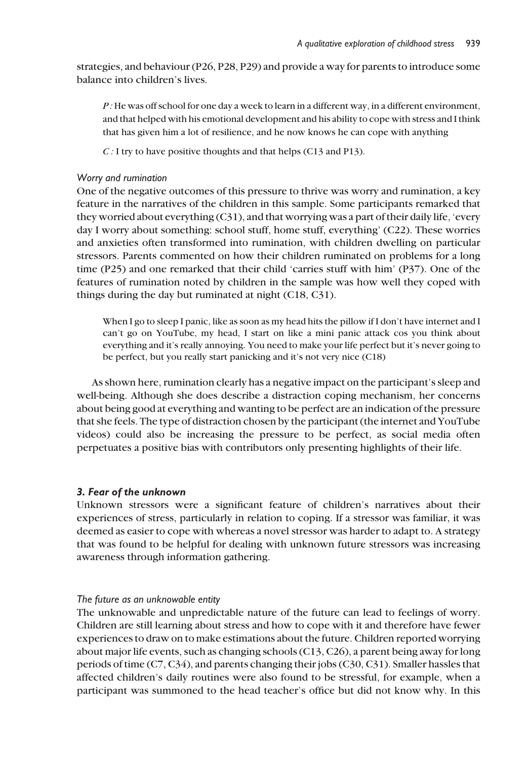strategies, and behaviour (P26, P28, P29) and provide a way for parents to introduce some balance into children's lives.

> *P:* He was off school for one day a week to learn in a different way, in a different environment, and that helped with his emotional development and his ability to cope with stress and I think that has given him a lot of resilience, and he now knows he can cope with anything
>
> *C:* I try to have positive thoughts and that helps (C13 and P13).

#### *Worry and rumination*

One of the negative outcomes of this pressure to thrive was worry and rumination, a key feature in the narratives of the children in this sample. Some participants remarked that they worried about everything (C31), and that worrying was a part of their daily life, 'every day I worry about something: school stuff, home stuff, everything' (C22). These worries and anxieties often transformed into rumination, with children dwelling on particular stressors. Parents commented on how their children ruminated on problems for a long time (P25) and one remarked that their child 'carries stuff with him' (P37). One of the features of rumination noted by children in the sample was how well they coped with things during the day but ruminated at night (C18, C31).

> When I go to sleep I panic, like as soon as my head hits the pillow if I don't have internet and I can't go on YouTube, my head, I start on like a mini panic attack cos you think about everything and it's really annoying. You need to make your life perfect but it's never going to be perfect, but you really start panicking and it's not very nice (C18)

As shown here, rumination clearly has a negative impact on the participant's sleep and well-being. Although she does describe a distraction coping mechanism, her concerns about being good at everything and wanting to be perfect are an indication of the pressure that she feels. The type of distraction chosen by the participant (the internet and YouTube videos) could also be increasing the pressure to be perfect, as social media often perpetuates a positive bias with contributors only presenting highlights of their life.

### *3. Fear of the unknown*

Unknown stressors were a significant feature of children's narratives about their experiences of stress, particularly in relation to coping. If a stressor was familiar, it was deemed as easier to cope with whereas a novel stressor was harder to adapt to. A strategy that was found to be helpful for dealing with unknown future stressors was increasing awareness through information gathering.

#### *The future as an unknowable entity*

The unknowable and unpredictable nature of the future can lead to feelings of worry. Children are still learning about stress and how to cope with it and therefore have fewer experiences to draw on to make estimations about the future. Children reported worrying about major life events, such as changing schools (C13, C26), a parent being away for long periods of time (C7, C34), and parents changing their jobs (C30, C31). Smaller hassles that affected children's daily routines were also found to be stressful, for example, when a participant was summoned to the head teacher's office but did not know why. In this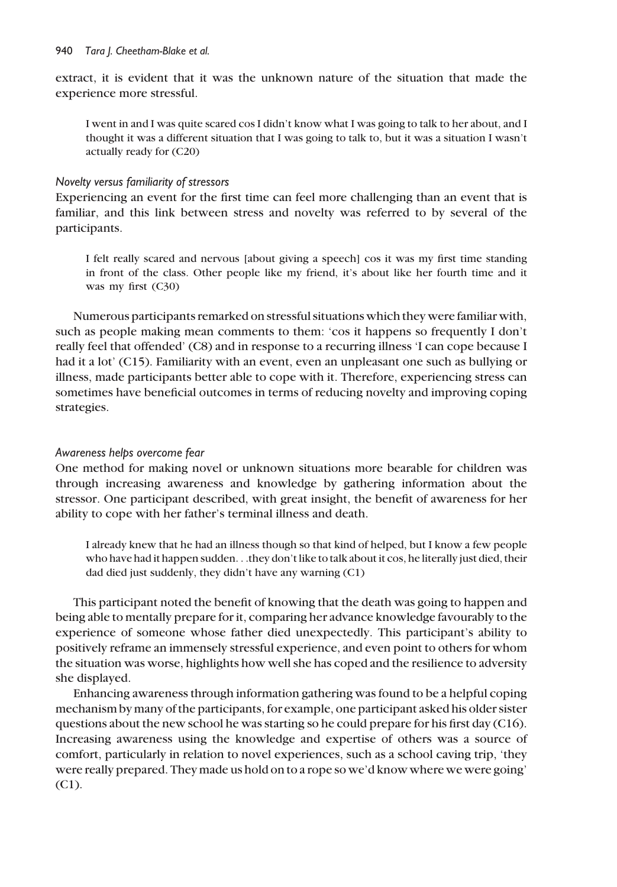extract, it is evident that it was the unknown nature of the situation that made the experience more stressful.

> I went in and I was quite scared cos I didn't know what I was going to talk to her about, and I thought it was a different situation that I was going to talk to, but it was a situation I wasn't actually ready for (C20)

#### *Novelty versus familiarity of stressors*

Experiencing an event for the first time can feel more challenging than an event that is familiar, and this link between stress and novelty was referred to by several of the participants.

> I felt really scared and nervous [about giving a speech] cos it was my first time standing in front of the class. Other people like my friend, it's about like her fourth time and it was my first (C30)

Numerous participants remarked on stressful situations which they were familiar with, such as people making mean comments to them: 'cos it happens so frequently I don't really feel that offended' (C8) and in response to a recurring illness 'I can cope because I had it a lot' (C15). Familiarity with an event, even an unpleasant one such as bullying or illness, made participants better able to cope with it. Therefore, experiencing stress can sometimes have beneficial outcomes in terms of reducing novelty and improving coping strategies.

#### *Awareness helps overcome fear*

One method for making novel or unknown situations more bearable for children was through increasing awareness and knowledge by gathering information about the stressor. One participant described, with great insight, the benefit of awareness for her ability to cope with her father's terminal illness and death.

> I already knew that he had an illness though so that kind of helped, but I know a few people who have had it happen sudden. . .they don't like to talk about it cos, he literally just died, their dad died just suddenly, they didn't have any warning (C1)

This participant noted the benefit of knowing that the death was going to happen and being able to mentally prepare for it, comparing her advance knowledge favourably to the experience of someone whose father died unexpectedly. This participant's ability to positively reframe an immensely stressful experience, and even point to others for whom the situation was worse, highlights how well she has coped and the resilience to adversity she displayed.

Enhancing awareness through information gathering was found to be a helpful coping mechanism by many of the participants, for example, one participant asked his older sister questions about the new school he was starting so he could prepare for his first day (C16). Increasing awareness using the knowledge and expertise of others was a source of comfort, particularly in relation to novel experiences, such as a school caving trip, 'they were really prepared. They made us hold on to a rope so we'd know where we were going' (C1).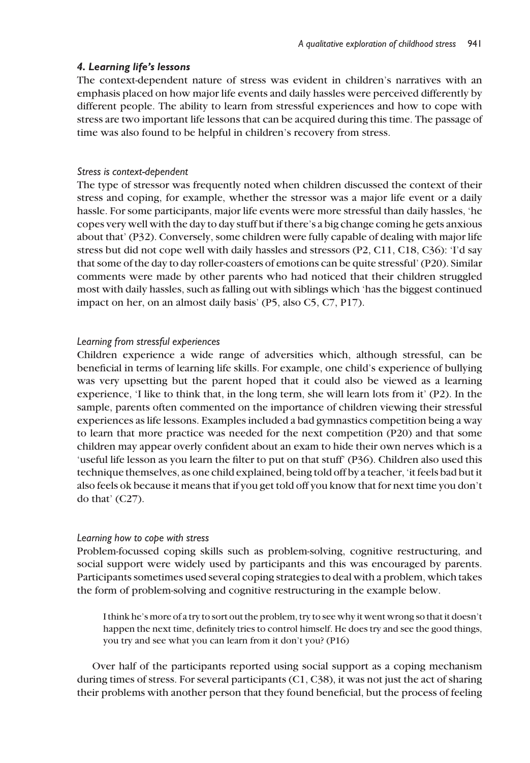#### *4. Learning life's lessons*

The context-dependent nature of stress was evident in children's narratives with an emphasis placed on how major life events and daily hassles were perceived differently by different people. The ability to learn from stressful experiences and how to cope with stress are two important life lessons that can be acquired during this time. The passage of time was also found to be helpful in children's recovery from stress.

##### *Stress is context-dependent*

The type of stressor was frequently noted when children discussed the context of their stress and coping, for example, whether the stressor was a major life event or a daily hassle. For some participants, major life events were more stressful than daily hassles, 'he copes very well with the day to day stuff but if there's a big change coming he gets anxious about that' (P32). Conversely, some children were fully capable of dealing with major life stress but did not cope well with daily hassles and stressors (P2, C11, C18, C36): 'I'd say that some of the day to day roller-coasters of emotions can be quite stressful' (P20). Similar comments were made by other parents who had noticed that their children struggled most with daily hassles, such as falling out with siblings which 'has the biggest continued impact on her, on an almost daily basis' (P5, also C5, C7, P17).

##### *Learning from stressful experiences*

Children experience a wide range of adversities which, although stressful, can be beneficial in terms of learning life skills. For example, one child's experience of bullying was very upsetting but the parent hoped that it could also be viewed as a learning experience, 'I like to think that, in the long term, she will learn lots from it' (P2). In the sample, parents often commented on the importance of children viewing their stressful experiences as life lessons. Examples included a bad gymnastics competition being a way to learn that more practice was needed for the next competition (P20) and that some children may appear overly confident about an exam to hide their own nerves which is a 'useful life lesson as you learn the filter to put on that stuff' (P36). Children also used this technique themselves, as one child explained, being told off by a teacher, 'it feels bad but it also feels ok because it means that if you get told off you know that for next time you don't do that' (C27).

##### *Learning how to cope with stress*

Problem-focussed coping skills such as problem-solving, cognitive restructuring, and social support were widely used by participants and this was encouraged by parents. Participants sometimes used several coping strategies to deal with a problem, which takes the form of problem-solving and cognitive restructuring in the example below.

> I think he's more of a try to sort out the problem, try to see why it went wrong so that it doesn't happen the next time, definitely tries to control himself. He does try and see the good things, you try and see what you can learn from it don't you? (P16)

Over half of the participants reported using social support as a coping mechanism during times of stress. For several participants (C1, C38), it was not just the act of sharing their problems with another person that they found beneficial, but the process of feeling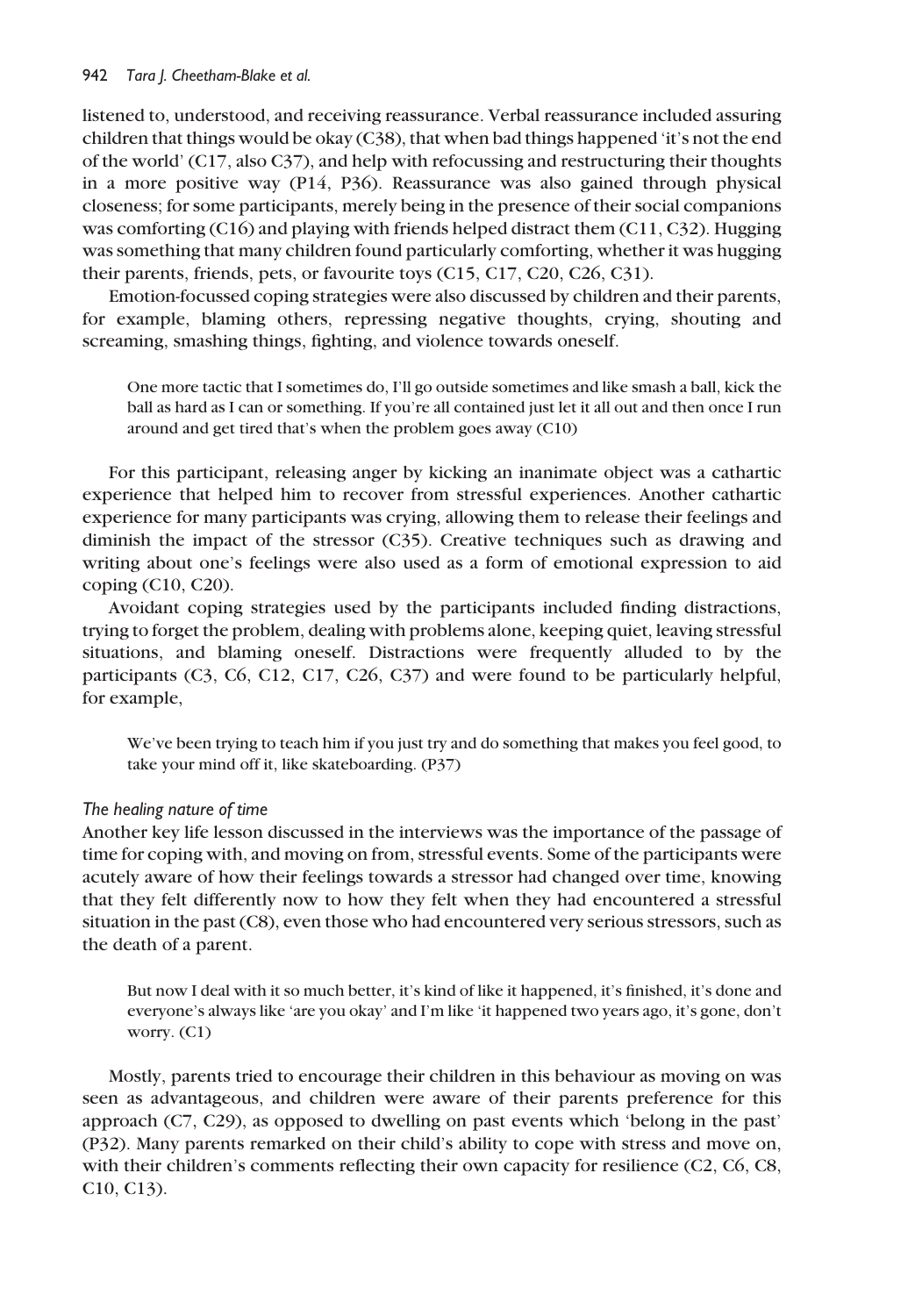listened to, understood, and receiving reassurance. Verbal reassurance included assuring children that things would be okay (C38), that when bad things happened 'it's not the end of the world' (C17, also C37), and help with refocussing and restructuring their thoughts in a more positive way (P14, P36). Reassurance was also gained through physical closeness; for some participants, merely being in the presence of their social companions was comforting (C16) and playing with friends helped distract them (C11, C32). Hugging was something that many children found particularly comforting, whether it was hugging their parents, friends, pets, or favourite toys (C15, C17, C20, C26, C31).

Emotion-focussed coping strategies were also discussed by children and their parents, for example, blaming others, repressing negative thoughts, crying, shouting and screaming, smashing things, fighting, and violence towards oneself.

> One more tactic that I sometimes do, I'll go outside sometimes and like smash a ball, kick the ball as hard as I can or something. If you're all contained just let it all out and then once I run around and get tired that's when the problem goes away (C10)

For this participant, releasing anger by kicking an inanimate object was a cathartic experience that helped him to recover from stressful experiences. Another cathartic experience for many participants was crying, allowing them to release their feelings and diminish the impact of the stressor (C35). Creative techniques such as drawing and writing about one's feelings were also used as a form of emotional expression to aid coping (C10, C20).

Avoidant coping strategies used by the participants included finding distractions, trying to forget the problem, dealing with problems alone, keeping quiet, leaving stressful situations, and blaming oneself. Distractions were frequently alluded to by the participants (C3, C6, C12, C17, C26, C37) and were found to be particularly helpful, for example,

> We've been trying to teach him if you just try and do something that makes you feel good, to take your mind off it, like skateboarding. (P37)

*The healing nature of time*

Another key life lesson discussed in the interviews was the importance of the passage of time for coping with, and moving on from, stressful events. Some of the participants were acutely aware of how their feelings towards a stressor had changed over time, knowing that they felt differently now to how they felt when they had encountered a stressful situation in the past (C8), even those who had encountered very serious stressors, such as the death of a parent.

> But now I deal with it so much better, it's kind of like it happened, it's finished, it's done and everyone's always like 'are you okay' and I'm like 'it happened two years ago, it's gone, don't worry. (C1)

Mostly, parents tried to encourage their children in this behaviour as moving on was seen as advantageous, and children were aware of their parents preference for this approach (C7, C29), as opposed to dwelling on past events which 'belong in the past' (P32). Many parents remarked on their child's ability to cope with stress and move on, with their children's comments reflecting their own capacity for resilience (C2, C6, C8, C10, C13).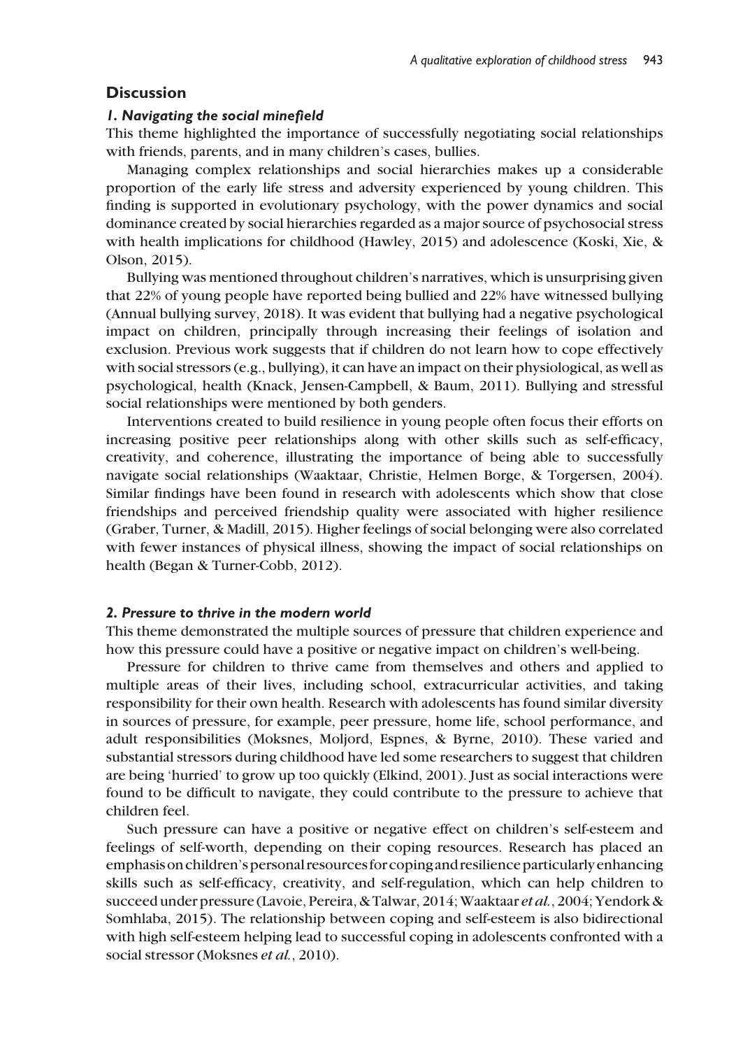## Discussion

### *1. Navigating the social minefield*

This theme highlighted the importance of successfully negotiating social relationships with friends, parents, and in many children's cases, bullies.

Managing complex relationships and social hierarchies makes up a considerable proportion of the early life stress and adversity experienced by young children. This finding is supported in evolutionary psychology, with the power dynamics and social dominance created by social hierarchies regarded as a major source of psychosocial stress with health implications for childhood (Hawley, 2015) and adolescence (Koski, Xie, & Olson, 2015).

Bullying was mentioned throughout children's narratives, which is unsurprising given that 22% of young people have reported being bullied and 22% have witnessed bullying (Annual bullying survey, 2018). It was evident that bullying had a negative psychological impact on children, principally through increasing their feelings of isolation and exclusion. Previous work suggests that if children do not learn how to cope effectively with social stressors (e.g., bullying), it can have an impact on their physiological, as well as psychological, health (Knack, Jensen-Campbell, & Baum, 2011). Bullying and stressful social relationships were mentioned by both genders.

Interventions created to build resilience in young people often focus their efforts on increasing positive peer relationships along with other skills such as self-efficacy, creativity, and coherence, illustrating the importance of being able to successfully navigate social relationships (Waaktaar, Christie, Helmen Borge, & Torgersen, 2004). Similar findings have been found in research with adolescents which show that close friendships and perceived friendship quality were associated with higher resilience (Graber, Turner, & Madill, 2015). Higher feelings of social belonging were also correlated with fewer instances of physical illness, showing the impact of social relationships on health (Began & Turner-Cobb, 2012).

### *2. Pressure to thrive in the modern world*

This theme demonstrated the multiple sources of pressure that children experience and how this pressure could have a positive or negative impact on children's well-being.

Pressure for children to thrive came from themselves and others and applied to multiple areas of their lives, including school, extracurricular activities, and taking responsibility for their own health. Research with adolescents has found similar diversity in sources of pressure, for example, peer pressure, home life, school performance, and adult responsibilities (Moksnes, Moljord, Espnes, & Byrne, 2010). These varied and substantial stressors during childhood have led some researchers to suggest that children are being 'hurried' to grow up too quickly (Elkind, 2001). Just as social interactions were found to be difficult to navigate, they could contribute to the pressure to achieve that children feel.

Such pressure can have a positive or negative effect on children's self-esteem and feelings of self-worth, depending on their coping resources. Research has placed an emphasis on children's personal resources for coping and resilience particularly enhancing skills such as self-efficacy, creativity, and self-regulation, which can help children to succeed under pressure (Lavoie, Pereira, & Talwar, 2014; Waaktaar *et al.*, 2004; Yendork & Somhlaba, 2015). The relationship between coping and self-esteem is also bidirectional with high self-esteem helping lead to successful coping in adolescents confronted with a social stressor (Moksnes *et al.*, 2010).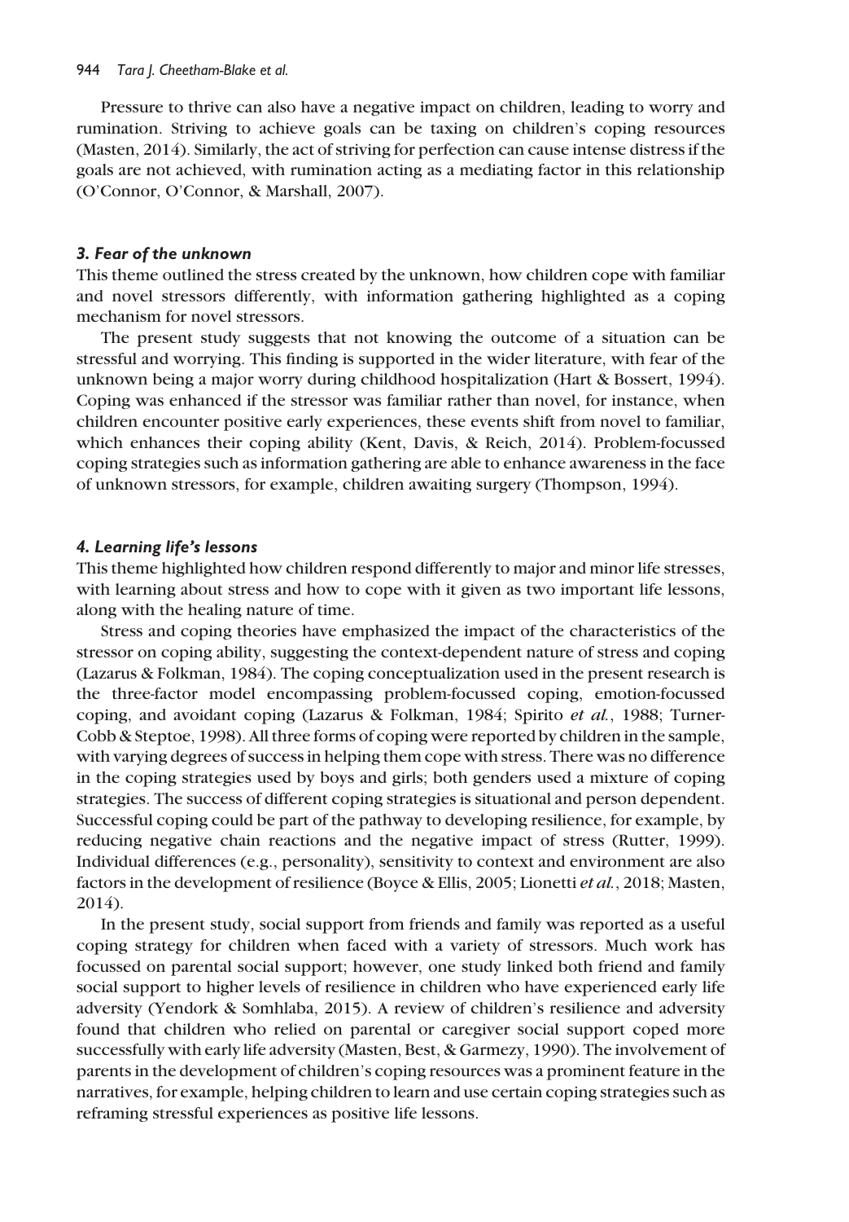Pressure to thrive can also have a negative impact on children, leading to worry and rumination. Striving to achieve goals can be taxing on children's coping resources (Masten, 2014). Similarly, the act of striving for perfection can cause intense distress if the goals are not achieved, with rumination acting as a mediating factor in this relationship (O'Connor, O'Connor, & Marshall, 2007).

### *3. Fear of the unknown*

This theme outlined the stress created by the unknown, how children cope with familiar and novel stressors differently, with information gathering highlighted as a coping mechanism for novel stressors.

The present study suggests that not knowing the outcome of a situation can be stressful and worrying. This finding is supported in the wider literature, with fear of the unknown being a major worry during childhood hospitalization (Hart & Bossert, 1994). Coping was enhanced if the stressor was familiar rather than novel, for instance, when children encounter positive early experiences, these events shift from novel to familiar, which enhances their coping ability (Kent, Davis, & Reich, 2014). Problem-focussed coping strategies such as information gathering are able to enhance awareness in the face of unknown stressors, for example, children awaiting surgery (Thompson, 1994).

### *4. Learning life's lessons*

This theme highlighted how children respond differently to major and minor life stresses, with learning about stress and how to cope with it given as two important life lessons, along with the healing nature of time.

Stress and coping theories have emphasized the impact of the characteristics of the stressor on coping ability, suggesting the context-dependent nature of stress and coping (Lazarus & Folkman, 1984). The coping conceptualization used in the present research is the three-factor model encompassing problem-focussed coping, emotion-focussed coping, and avoidant coping (Lazarus & Folkman, 1984; Spirito *et al.*, 1988; Turner-Cobb & Steptoe, 1998). All three forms of coping were reported by children in the sample, with varying degrees of success in helping them cope with stress. There was no difference in the coping strategies used by boys and girls; both genders used a mixture of coping strategies. The success of different coping strategies is situational and person dependent. Successful coping could be part of the pathway to developing resilience, for example, by reducing negative chain reactions and the negative impact of stress (Rutter, 1999). Individual differences (e.g., personality), sensitivity to context and environment are also factors in the development of resilience (Boyce & Ellis, 2005; Lionetti *et al.*, 2018; Masten, 2014).

In the present study, social support from friends and family was reported as a useful coping strategy for children when faced with a variety of stressors. Much work has focussed on parental social support; however, one study linked both friend and family social support to higher levels of resilience in children who have experienced early life adversity (Yendork & Somhlaba, 2015). A review of children's resilience and adversity found that children who relied on parental or caregiver social support coped more successfully with early life adversity (Masten, Best, & Garmezy, 1990). The involvement of parents in the development of children's coping resources was a prominent feature in the narratives, for example, helping children to learn and use certain coping strategies such as reframing stressful experiences as positive life lessons.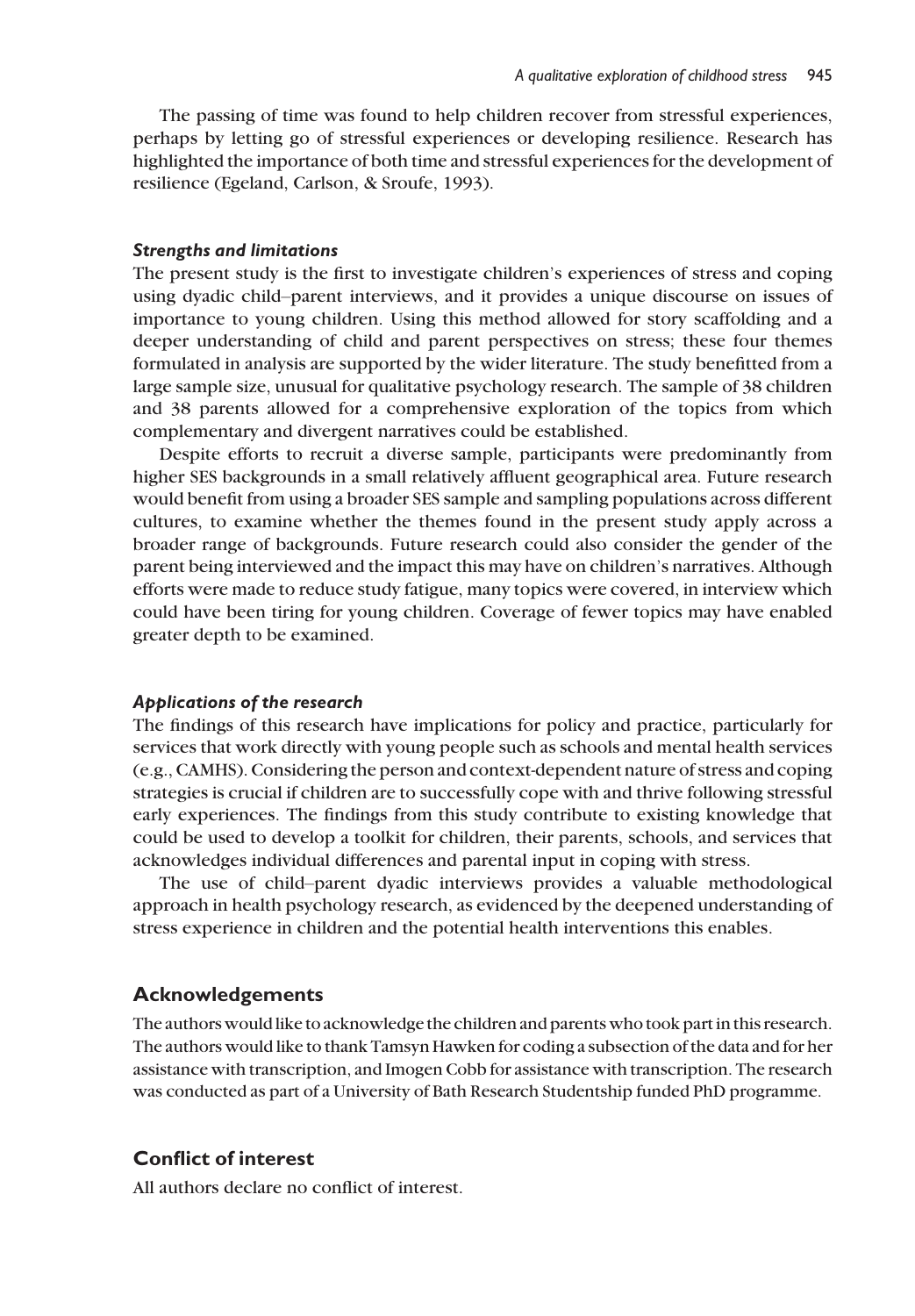The passing of time was found to help children recover from stressful experiences, perhaps by letting go of stressful experiences or developing resilience. Research has highlighted the importance of both time and stressful experiences for the development of resilience (Egeland, Carlson, & Sroufe, 1993).

### *Strengths and limitations*

The present study is the first to investigate children's experiences of stress and coping using dyadic child–parent interviews, and it provides a unique discourse on issues of importance to young children. Using this method allowed for story scaffolding and a deeper understanding of child and parent perspectives on stress; these four themes formulated in analysis are supported by the wider literature. The study benefitted from a large sample size, unusual for qualitative psychology research. The sample of 38 children and 38 parents allowed for a comprehensive exploration of the topics from which complementary and divergent narratives could be established.

Despite efforts to recruit a diverse sample, participants were predominantly from higher SES backgrounds in a small relatively affluent geographical area. Future research would benefit from using a broader SES sample and sampling populations across different cultures, to examine whether the themes found in the present study apply across a broader range of backgrounds. Future research could also consider the gender of the parent being interviewed and the impact this may have on children's narratives. Although efforts were made to reduce study fatigue, many topics were covered, in interview which could have been tiring for young children. Coverage of fewer topics may have enabled greater depth to be examined.

### *Applications of the research*

The findings of this research have implications for policy and practice, particularly for services that work directly with young people such as schools and mental health services (e.g., CAMHS). Considering the person and context-dependent nature of stress and coping strategies is crucial if children are to successfully cope with and thrive following stressful early experiences. The findings from this study contribute to existing knowledge that could be used to develop a toolkit for children, their parents, schools, and services that acknowledges individual differences and parental input in coping with stress.

The use of child–parent dyadic interviews provides a valuable methodological approach in health psychology research, as evidenced by the deepened understanding of stress experience in children and the potential health interventions this enables.

## Acknowledgements

The authors would like to acknowledge the children and parents who took part in this research. The authors would like to thank Tamsyn Hawken for coding a subsection of the data and for her assistance with transcription, and Imogen Cobb for assistance with transcription. The research was conducted as part of a University of Bath Research Studentship funded PhD programme.

## Conflict of interest

All authors declare no conflict of interest.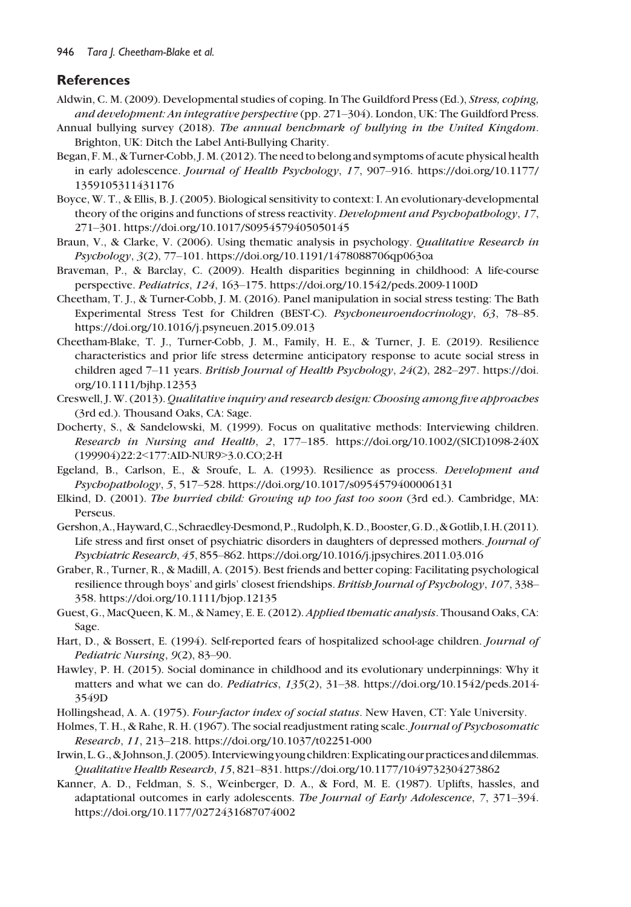## References

Aldwin, C. M. (2009). Developmental studies of coping. In The Guildford Press (Ed.), *Stress, coping, and development: An integrative perspective* (pp. 271–304). London, UK: The Guildford Press.

Annual bullying survey (2018). *The annual benchmark of bullying in the United Kingdom*. Brighton, UK: Ditch the Label Anti-Bullying Charity.

Began, F. M., & Turner-Cobb, J. M. (2012). The need to belong and symptoms of acute physical health in early adolescence. *Journal of Health Psychology*, *17*, 907–916. https://doi.org/10.1177/1359105311431176

Boyce, W. T., & Ellis, B. J. (2005). Biological sensitivity to context: I. An evolutionary-developmental theory of the origins and functions of stress reactivity. *Development and Psychopathology*, *17*, 271–301. https://doi.org/10.1017/S0954579405050145

Braun, V., & Clarke, V. (2006). Using thematic analysis in psychology. *Qualitative Research in Psychology*, *3*(2), 77–101. https://doi.org/10.1191/1478088706qp063oa

Braveman, P., & Barclay, C. (2009). Health disparities beginning in childhood: A life-course perspective. *Pediatrics*, *124*, 163–175. https://doi.org/10.1542/peds.2009-1100D

Cheetham, T. J., & Turner-Cobb, J. M. (2016). Panel manipulation in social stress testing: The Bath Experimental Stress Test for Children (BEST-C). *Psychoneuroendocrinology*, *63*, 78–85. https://doi.org/10.1016/j.psyneuen.2015.09.013

Cheetham-Blake, T. J., Turner-Cobb, J. M., Family, H. E., & Turner, J. E. (2019). Resilience characteristics and prior life stress determine anticipatory response to acute social stress in children aged 7–11 years. *British Journal of Health Psychology*, *24*(2), 282–297. https://doi.org/10.1111/bjhp.12353

Creswell, J. W. (2013). *Qualitative inquiry and research design: Choosing among five approaches* (3rd ed.). Thousand Oaks, CA: Sage.

Docherty, S., & Sandelowski, M. (1999). Focus on qualitative methods: Interviewing children. *Research in Nursing and Health*, *2*, 177–185. https://doi.org/10.1002/(SICI)1098-240X(199904)22:2<177:AID-NUR9>3.0.CO;2-H

Egeland, B., Carlson, E., & Sroufe, L. A. (1993). Resilience as process. *Development and Psychopathology*, *5*, 517–528. https://doi.org/10.1017/s0954579400006131

Elkind, D. (2001). *The hurried child: Growing up too fast too soon* (3rd ed.). Cambridge, MA: Perseus.

Gershon, A., Hayward, C., Schraedley-Desmond, P., Rudolph, K. D., Booster, G. D., & Gotlib, I. H. (2011). Life stress and first onset of psychiatric disorders in daughters of depressed mothers. *Journal of Psychiatric Research*, *45*, 855–862. https://doi.org/10.1016/j.jpsychires.2011.03.016

Graber, R., Turner, R., & Madill, A. (2015). Best friends and better coping: Facilitating psychological resilience through boys' and girls' closest friendships. *British Journal of Psychology*, *107*, 338–358. https://doi.org/10.1111/bjop.12135

Guest, G., MacQueen, K. M., & Namey, E. E. (2012). *Applied thematic analysis*. Thousand Oaks, CA: Sage.

Hart, D., & Bossert, E. (1994). Self-reported fears of hospitalized school-age children. *Journal of Pediatric Nursing*, *9*(2), 83–90.

Hawley, P. H. (2015). Social dominance in childhood and its evolutionary underpinnings: Why it matters and what we can do. *Pediatrics*, *135*(2), 31–38. https://doi.org/10.1542/peds.2014-3549D

Hollingshead, A. A. (1975). *Four-factor index of social status*. New Haven, CT: Yale University.

Holmes, T. H., & Rahe, R. H. (1967). The social readjustment rating scale. *Journal of Psychosomatic Research*, *11*, 213–218. https://doi.org/10.1037/t02251-000

Irwin, L. G., & Johnson, J. (2005). Interviewing young children: Explicating our practices and dilemmas. *Qualitative Health Research*, *15*, 821–831. https://doi.org/10.1177/1049732304273862

Kanner, A. D., Feldman, S. S., Weinberger, D. A., & Ford, M. E. (1987). Uplifts, hassles, and adaptational outcomes in early adolescents. *The Journal of Early Adolescence*, *7*, 371–394. https://doi.org/10.1177/0272431687074002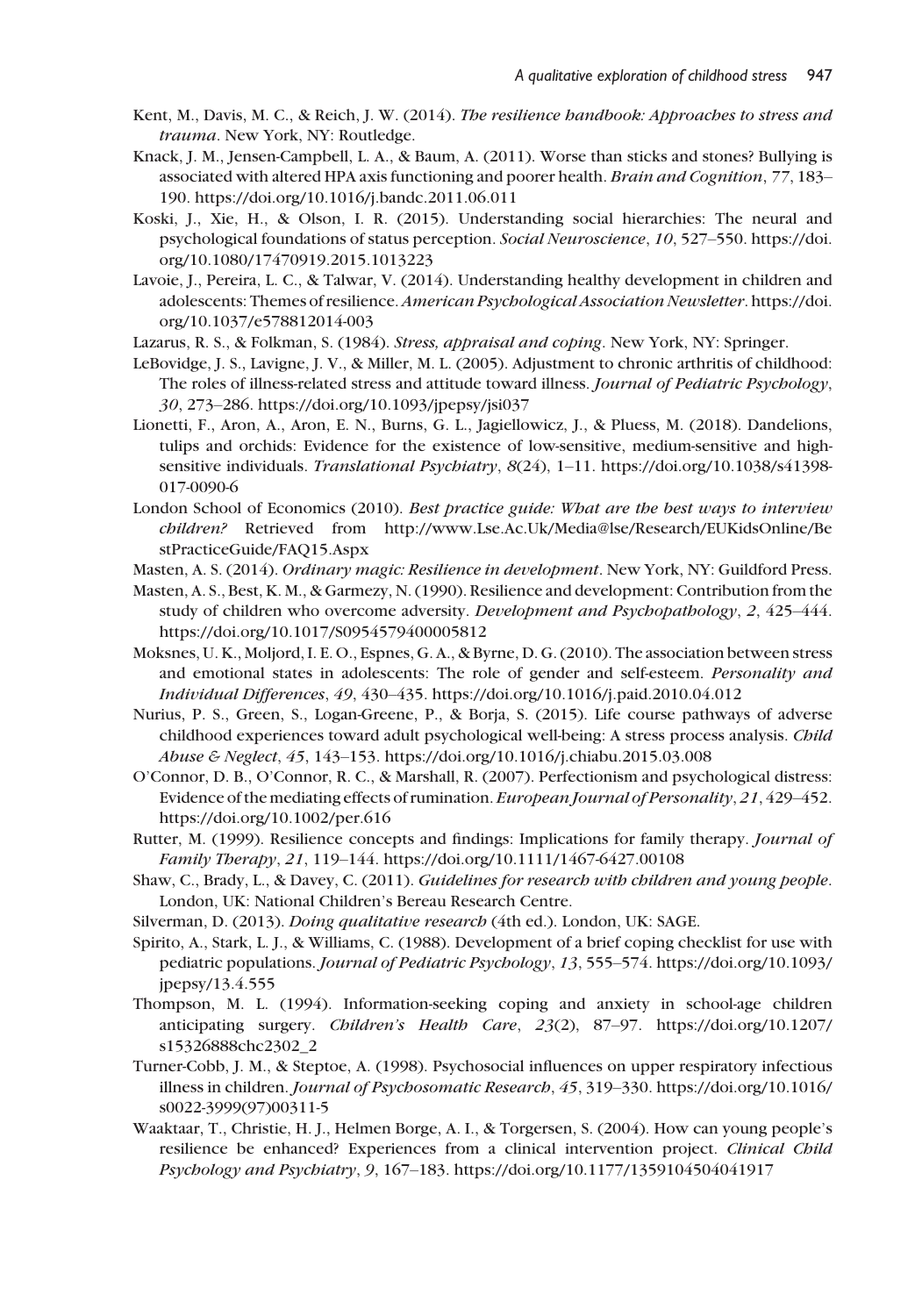Kent, M., Davis, M. C., & Reich, J. W. (2014). *The resilience handbook: Approaches to stress and trauma*. New York, NY: Routledge.

Knack, J. M., Jensen-Campbell, L. A., & Baum, A. (2011). Worse than sticks and stones? Bullying is associated with altered HPA axis functioning and poorer health. *Brain and Cognition*, *77*, 183–190. https://doi.org/10.1016/j.bandc.2011.06.011

Koski, J., Xie, H., & Olson, I. R. (2015). Understanding social hierarchies: The neural and psychological foundations of status perception. *Social Neuroscience*, *10*, 527–550. https://doi.org/10.1080/17470919.2015.1013223

Lavoie, J., Pereira, L. C., & Talwar, V. (2014). Understanding healthy development in children and adolescents: Themes of resilience. *American Psychological Association Newsletter*. https://doi.org/10.1037/e578812014-003

Lazarus, R. S., & Folkman, S. (1984). *Stress, appraisal and coping*. New York, NY: Springer.

LeBovidge, J. S., Lavigne, J. V., & Miller, M. L. (2005). Adjustment to chronic arthritis of childhood: The roles of illness-related stress and attitude toward illness. *Journal of Pediatric Psychology*, *30*, 273–286. https://doi.org/10.1093/jpepsy/jsi037

Lionetti, F., Aron, A., Aron, E. N., Burns, G. L., Jagiellowicz, J., & Pluess, M. (2018). Dandelions, tulips and orchids: Evidence for the existence of low-sensitive, medium-sensitive and high-sensitive individuals. *Translational Psychiatry*, *8*(24), 1–11. https://doi.org/10.1038/s41398-017-0090-6

London School of Economics (2010). *Best practice guide: What are the best ways to interview children?* Retrieved from http://www.Lse.Ac.Uk/Media@lse/Research/EUKidsOnline/BestPracticeGuide/FAQ15.Aspx

Masten, A. S. (2014). *Ordinary magic: Resilience in development*. New York, NY: Guildford Press.

Masten, A. S., Best, K. M., & Garmezy, N. (1990). Resilience and development: Contribution from the study of children who overcome adversity. *Development and Psychopathology*, *2*, 425–444. https://doi.org/10.1017/S0954579400005812

Moksnes, U. K., Moljord, I. E. O., Espnes, G. A., & Byrne, D. G. (2010). The association between stress and emotional states in adolescents: The role of gender and self-esteem. *Personality and Individual Differences*, *49*, 430–435. https://doi.org/10.1016/j.paid.2010.04.012

Nurius, P. S., Green, S., Logan-Greene, P., & Borja, S. (2015). Life course pathways of adverse childhood experiences toward adult psychological well-being: A stress process analysis. *Child Abuse & Neglect*, *45*, 143–153. https://doi.org/10.1016/j.chiabu.2015.03.008

O'Connor, D. B., O'Connor, R. C., & Marshall, R. (2007). Perfectionism and psychological distress: Evidence of the mediating effects of rumination. *European Journal of Personality*, *21*, 429–452. https://doi.org/10.1002/per.616

Rutter, M. (1999). Resilience concepts and findings: Implications for family therapy. *Journal of Family Therapy*, *21*, 119–144. https://doi.org/10.1111/1467-6427.00108

Shaw, C., Brady, L., & Davey, C. (2011). *Guidelines for research with children and young people*. London, UK: National Children's Bereau Research Centre.

Silverman, D. (2013). *Doing qualitative research* (4th ed.). London, UK: SAGE.

Spirito, A., Stark, L. J., & Williams, C. (1988). Development of a brief coping checklist for use with pediatric populations. *Journal of Pediatric Psychology*, *13*, 555–574. https://doi.org/10.1093/jpepsy/13.4.555

Thompson, M. L. (1994). Information-seeking coping and anxiety in school-age children anticipating surgery. *Children's Health Care*, *23*(2), 87–97. https://doi.org/10.1207/s15326888chc2302_2

Turner-Cobb, J. M., & Steptoe, A. (1998). Psychosocial influences on upper respiratory infectious illness in children. *Journal of Psychosomatic Research*, *45*, 319–330. https://doi.org/10.1016/s0022-3999(97)00311-5

Waaktaar, T., Christie, H. J., Helmen Borge, A. I., & Torgersen, S. (2004). How can young people's resilience be enhanced? Experiences from a clinical intervention project. *Clinical Child Psychology and Psychiatry*, *9*, 167–183. https://doi.org/10.1177/1359104504041917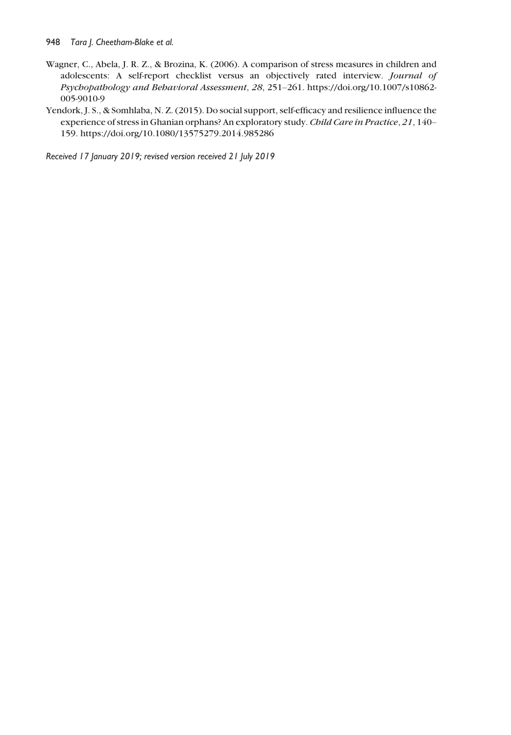Wagner, C., Abela, J. R. Z., & Brozina, K. (2006). A comparison of stress measures in children and adolescents: A self-report checklist versus an objectively rated interview. *Journal of Psychopathology and Behavioral Assessment*, *28*, 251–261. https://doi.org/10.1007/s10862-005-9010-9

Yendork, J. S., & Somhlaba, N. Z. (2015). Do social support, self-efficacy and resilience influence the experience of stress in Ghanian orphans? An exploratory study. *Child Care in Practice*, *21*, 140–159. https://doi.org/10.1080/13575279.2014.985286

*Received 17 January 2019; revised version received 21 July 2019*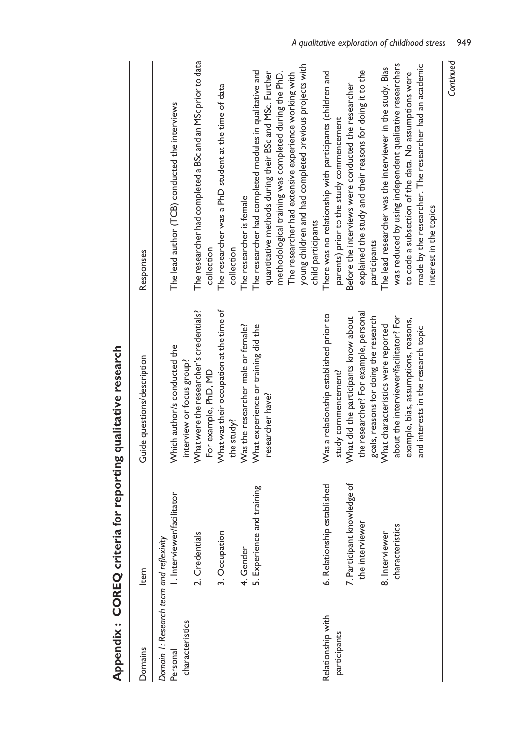## Appendix: COREQ criteria for reporting qualitative research

| Domains | Item | Guide questions/description | Responses |
|---|---|---|---|
| *Domain 1: Research team and reflexivity* | | | |
| Personal characteristics | 1. Interviewer/facilitator | Which author/s conducted the interview or focus group? | The lead author (TCB) conducted the interviews |
| | 2. Credentials | What were the researcher's credentials? For example, PhD, MD | The researcher had completed a BSc and an MSc prior to data collection |
| | 3. Occupation | What was their occupation at the time of the study? | The researcher was a PhD student at the time of data collection |
| | 4. Gender | Was the researcher male or female? | The researcher is female |
| | 5. Experience and training | What experience or training did the researcher have? | The researcher had completed modules in qualitative and quantitative methods during their BSc and MSc. Further methodological training was completed during the PhD. The researcher had extensive experience working with young children and had completed previous projects with child participants |
| Relationship with participants | 6. Relationship established | Was a relationship established prior to study commencement? | There was no relationship with participants (children and parents) prior to the study commencement |
| | 7. Participant knowledge of the interviewer | What did the participants know about the researcher? For example, personal goals, reasons for doing the research | Before the interviews were conducted the researcher explained the study and their reasons for doing it to the participants |
| | 8. Interviewer characteristics | What characteristics were reported about the interviewer/facilitator? For example, bias, assumptions, reasons, and interests in the research topic | The lead researcher was the interviewer in the study. Bias was reduced by using independent qualitative researchers to code a subsection of the data. No assumptions were made by the researcher. The researcher had an academic interest in the topics |

*Continued*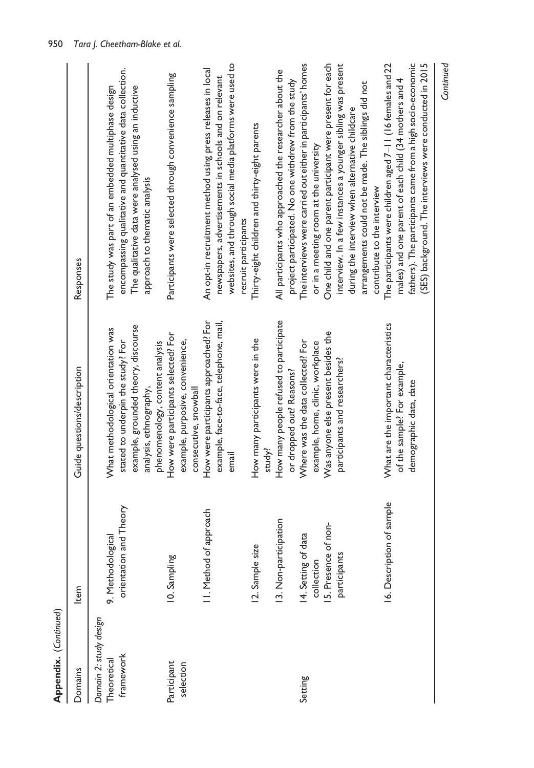**Appendix.** (*Continued*)

| Domains | Item | Guide questions/description | Responses |
|---|---|---|---|
| *Domain 2: study design* | | | |
| Theoretical framework | 9. Methodological orientation and Theory | What methodological orientation was stated to underpin the study? For example, grounded theory, discourse analysis, ethnography, phenomenology, content analysis | The study was part of an embedded multiphase design encompassing qualitative and quantitative data collection. The qualitative data were analysed using an inductive approach to thematic analysis |
| Participant selection | 10. Sampling | How were participants selected? For example, purposive, convenience, consecutive, snowball | Participants were selected through convenience sampling |
| | 11. Method of approach | How were participants approached? For example, face-to-face, telephone, mail, email | An opt-in recruitment method using press releases in local newspapers, advertisements in schools and on relevant websites, and through social media platforms were used to recruit participants |
| | 12. Sample size | How many participants were in the study? | Thirty-eight children and thirty-eight parents |
| | 13. Non-participation | How many people refused to participate or dropped out? Reasons? | All participants who approached the researcher about the project participated. No one withdrew from the study |
| Setting | 14. Setting of data collection | Where was the data collected? For example, home, clinic, workplace | The interviews were carried out either in participants' homes or in a meeting room at the university |
| | 15. Presence of non-participants | Was anyone else present besides the participants and researchers? | One child and one parent participant were present for each interview. In a few instances a younger sibling was present during the interview when alternative childcare arrangements could not be made. The siblings did not contribute to the interview |
| | 16. Description of sample | What are the important characteristics of the sample? For example, demographic data, date | The participants were children aged 7–11 (16 females and 22 males) and one parent of each child (34 mothers and 4 fathers). The participants came from a high socio-economic (SES) background. The interviews were conducted in 2015 |

*Continued*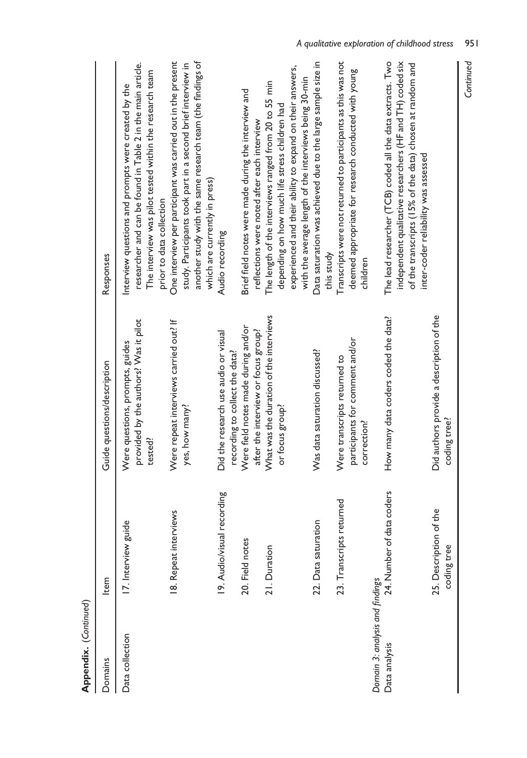**Appendix.** (*Continued*)

| Domains | Item | Guide questions/description | Responses |
|---|---|---|---|
| Data collection | 17. Interview guide | Were questions, prompts, guides provided by the authors? Was it pilot tested? | Interview questions and prompts were created by the researcher and can be found in Table 2 in the main article. The interview was pilot tested within the research team prior to data collection |
| | 18. Repeat interviews | Were repeat interviews carried out? If yes, how many? | One interview per participant was carried out in the present study. Participants took part in a second brief interview in another study with the same research team (the findings of which are currently in press) |
| | 19. Audio/visual recording | Did the research use audio or visual recording to collect the data? | Audio recording |
| | 20. Field notes | Were field notes made during and/or after the interview or focus group? | Brief field notes were made during the interview and reflections were noted after each interview |
| | 21. Duration | What was the duration of the interviews or focus group? | The length of the interviews ranged from 20 to 55 min depending on how much life stress children had experienced and their ability to expand on their answers, with the average length of the interviews being 30-min |
| | 22. Data saturation | Was data saturation discussed? | Data saturation was achieved due to the large sample size in this study |
| | 23. Transcripts returned | Were transcripts returned to participants for comment and/or correction? | Transcripts were not returned to participants as this was not deemed appropriate for research conducted with young children |
| *Domain 3: analysis and findings* | | | |
| Data analysis | 24. Number of data coders | How many data coders coded the data? | The lead researcher (TCB) coded all the data extracts. Two independent qualitative researchers (HF and TH) coded six of the transcripts (15% of the data) chosen at random and inter-coder reliability was assessed |
| | 25. Description of the coding tree | Did authors provide a description of the coding tree? | |

*Continued*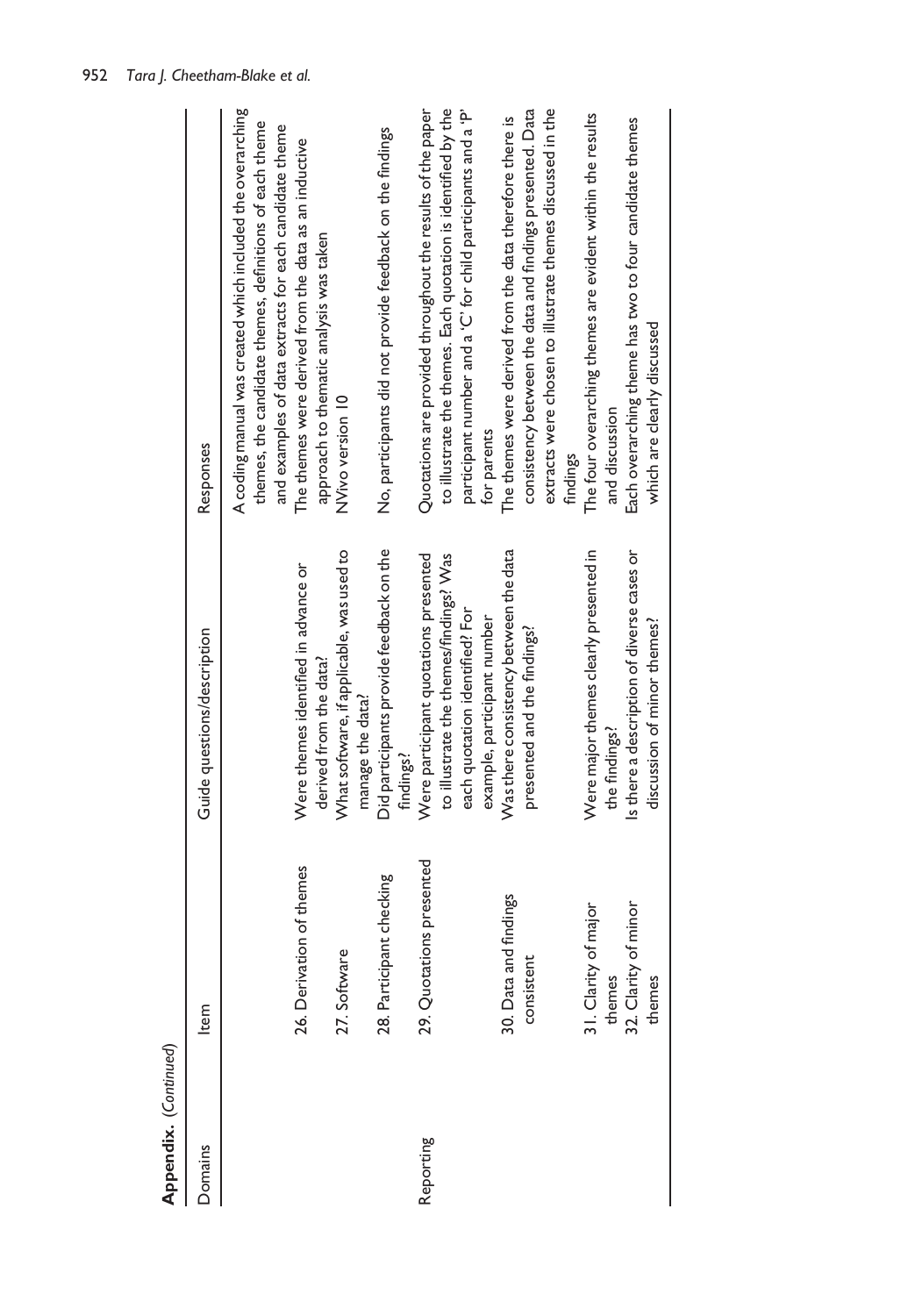**Appendix.** (*Continued*)

| Domains | Item | Guide questions/description | Responses |
|---|---|---|---|
| | | | A coding manual was created which included the overarching themes, the candidate themes, definitions of each theme and examples of data extracts for each candidate theme |
| | 26. Derivation of themes | Were themes identified in advance or derived from the data? | The themes were derived from the data as an inductive approach to thematic analysis was taken |
| | 27. Software | What software, if applicable, was used to manage the data? | NVivo version 10 |
| | 28. Participant checking | Did participants provide feedback on the findings? | No, participants did not provide feedback on the findings |
| Reporting | 29. Quotations presented | Were participant quotations presented to illustrate the themes/findings? Was each quotation identified? For example, participant number | Quotations are provided throughout the results of the paper to illustrate the themes. Each quotation is identified by the participant number and a 'C' for child participants and a 'P' for parents |
| | 30. Data and findings consistent | Was there consistency between the data presented and the findings? | The themes were derived from the data therefore there is consistency between the data and findings presented. Data extracts were chosen to illustrate themes discussed in the findings |
| | 31. Clarity of major themes | Were major themes clearly presented in the findings? | The four overarching themes are evident within the results and discussion |
| | 32. Clarity of minor themes | Is there a description of diverse cases or discussion of minor themes? | Each overarching theme has two to four candidate themes which are clearly discussed |